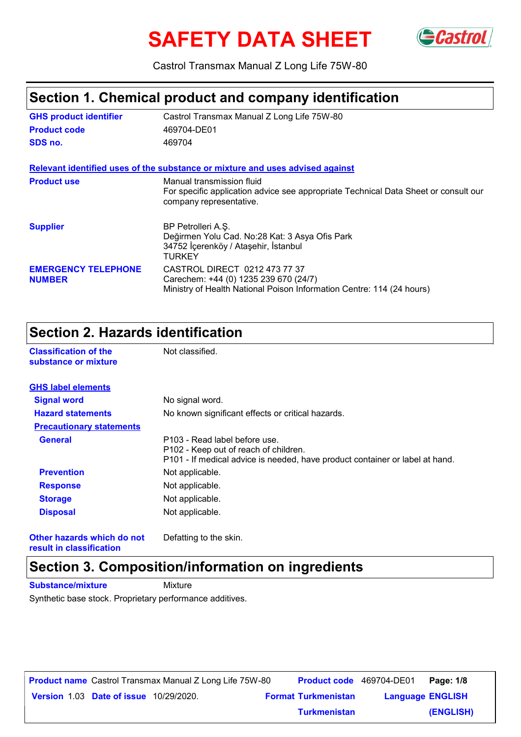# SAFETY DATA SHEET

Castrol Transmax Manual Z Long Life 75W-80

## Section 1. Chemical product and company identification

| | |
|---|---|
| **GHS product identifier** | Castrol Transmax Manual Z Long Life 75W-80 |
| **Product code** | 469704-DE01 |
| **SDS no.** | 469704 |

**Relevant identified uses of the substance or mixture and uses advised against**

| | |
|---|---|
| **Product use** | Manual transmission fluid<br>For specific application advice see appropriate Technical Data Sheet or consult our company representative. |
| **Supplier** | BP Petrolleri A.Ş.<br>Değirmen Yolu Cad. No:28 Kat: 3 Asya Ofis Park<br>34752 İçerenköy / Ataşehir, İstanbul<br>TURKEY |
| **EMERGENCY TELEPHONE NUMBER** | CASTROL DIRECT 0212 473 77 37<br>Carechem: +44 (0) 1235 239 670 (24/7)<br>Ministry of Health National Poison Information Centre: 114 (24 hours) |

## Section 2. Hazards identification

| | |
|---|---|
| **Classification of the substance or mixture** | Not classified. |

**GHS label elements**

| | |
|---|---|
| **Signal word** | No signal word. |
| **Hazard statements** | No known significant effects or critical hazards. |

**Precautionary statements**

| | |
|---|---|
| **General** | P103 - Read label before use.<br>P102 - Keep out of reach of children.<br>P101 - If medical advice is needed, have product container or label at hand. |
| **Prevention** | Not applicable. |
| **Response** | Not applicable. |
| **Storage** | Not applicable. |
| **Disposal** | Not applicable. |
| **Other hazards which do not result in classification** | Defatting to the skin. |

## Section 3. Composition/information on ingredients

| | |
|---|---|
| **Substance/mixture** | Mixture |

Synthetic base stock. Proprietary performance additives.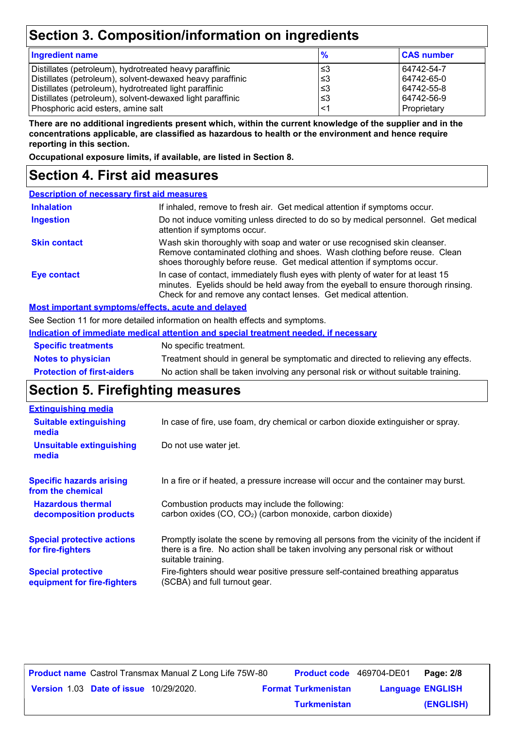## Section 3. Composition/information on ingredients

| Ingredient name | % | CAS number |
|---|---|---|
| Distillates (petroleum), hydrotreated heavy paraffinic | ≤3 | 64742-54-7 |
| Distillates (petroleum), solvent-dewaxed heavy paraffinic | ≤3 | 64742-65-0 |
| Distillates (petroleum), hydrotreated light paraffinic | ≤3 | 64742-55-8 |
| Distillates (petroleum), solvent-dewaxed light paraffinic | ≤3 | 64742-56-9 |
| Phosphoric acid esters, amine salt | <1 | Proprietary |

**There are no additional ingredients present which, within the current knowledge of the supplier and in the concentrations applicable, are classified as hazardous to health or the environment and hence require reporting in this section.**

**Occupational exposure limits, if available, are listed in Section 8.**

## Section 4. First aid measures

**Description of necessary first aid measures**

**Inhalation**: If inhaled, remove to fresh air. Get medical attention if symptoms occur.

**Ingestion**: Do not induce vomiting unless directed to do so by medical personnel. Get medical attention if symptoms occur.

**Skin contact**: Wash skin thoroughly with soap and water or use recognised skin cleanser. Remove contaminated clothing and shoes. Wash clothing before reuse. Clean shoes thoroughly before reuse. Get medical attention if symptoms occur.

**Eye contact**: In case of contact, immediately flush eyes with plenty of water for at least 15 minutes. Eyelids should be held away from the eyeball to ensure thorough rinsing. Check for and remove any contact lenses. Get medical attention.

**Most important symptoms/effects, acute and delayed**

See Section 11 for more detailed information on health effects and symptoms.

**Indication of immediate medical attention and special treatment needed, if necessary**

**Specific treatments**: No specific treatment.

**Notes to physician**: Treatment should in general be symptomatic and directed to relieving any effects.

**Protection of first-aiders**: No action shall be taken involving any personal risk or without suitable training.

## Section 5. Firefighting measures

**Extinguishing media**

**Suitable extinguishing media**: In case of fire, use foam, dry chemical or carbon dioxide extinguisher or spray.

**Unsuitable extinguishing media**: Do not use water jet.

**Specific hazards arising from the chemical**: In a fire or if heated, a pressure increase will occur and the container may burst.

**Hazardous thermal decomposition products**: Combustion products may include the following:
carbon oxides ($CO$, $CO_2$) (carbon monoxide, carbon dioxide)

**Special protective actions for fire-fighters**: Promptly isolate the scene by removing all persons from the vicinity of the incident if there is a fire. No action shall be taken involving any personal risk or without suitable training.

**Special protective equipment for fire-fighters**: Fire-fighters should wear positive pressure self-contained breathing apparatus (SCBA) and full turnout gear.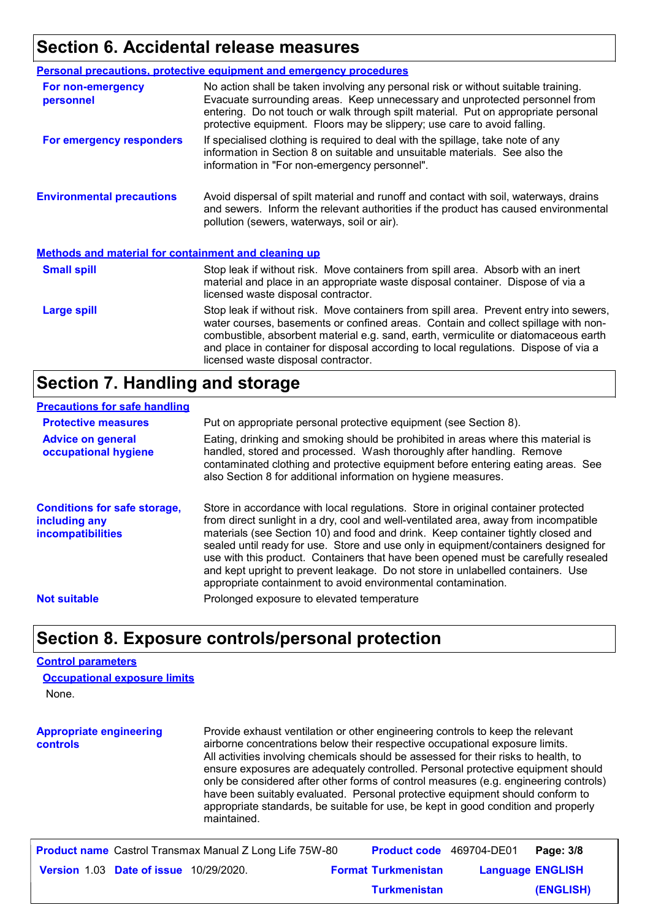## Section 6. Accidental release measures

### Personal precautions, protective equipment and emergency procedures

**For non-emergency personnel**

No action shall be taken involving any personal risk or without suitable training. Evacuate surrounding areas. Keep unnecessary and unprotected personnel from entering. Do not touch or walk through spilt material. Put on appropriate personal protective equipment. Floors may be slippery; use care to avoid falling.

**For emergency responders**

If specialised clothing is required to deal with the spillage, take note of any information in Section 8 on suitable and unsuitable materials. See also the information in "For non-emergency personnel".

**Environmental precautions**

Avoid dispersal of spilt material and runoff and contact with soil, waterways, drains and sewers. Inform the relevant authorities if the product has caused environmental pollution (sewers, waterways, soil or air).

### Methods and material for containment and cleaning up

**Small spill**

Stop leak if without risk. Move containers from spill area. Absorb with an inert material and place in an appropriate waste disposal container. Dispose of via a licensed waste disposal contractor.

**Large spill**

Stop leak if without risk. Move containers from spill area. Prevent entry into sewers, water courses, basements or confined areas. Contain and collect spillage with non-combustible, absorbent material e.g. sand, earth, vermiculite or diatomaceous earth and place in container for disposal according to local regulations. Dispose of via a licensed waste disposal contractor.

## Section 7. Handling and storage

### Precautions for safe handling

**Protective measures**

Put on appropriate personal protective equipment (see Section 8).

**Advice on general occupational hygiene**

Eating, drinking and smoking should be prohibited in areas where this material is handled, stored and processed. Wash thoroughly after handling. Remove contaminated clothing and protective equipment before entering eating areas. See also Section 8 for additional information on hygiene measures.

**Conditions for safe storage, including any incompatibilities**

Store in accordance with local regulations. Store in original container protected from direct sunlight in a dry, cool and well-ventilated area, away from incompatible materials (see Section 10) and food and drink. Keep container tightly closed and sealed until ready for use. Store and use only in equipment/containers designed for use with this product. Containers that have been opened must be carefully resealed and kept upright to prevent leakage. Do not store in unlabelled containers. Use appropriate containment to avoid environmental contamination.

**Not suitable**

Prolonged exposure to elevated temperature

## Section 8. Exposure controls/personal protection

### Control parameters

#### Occupational exposure limits

None.

**Appropriate engineering controls**

Provide exhaust ventilation or other engineering controls to keep the relevant airborne concentrations below their respective occupational exposure limits. All activities involving chemicals should be assessed for their risks to health, to ensure exposures are adequately controlled. Personal protective equipment should only be considered after other forms of control measures (e.g. engineering controls) have been suitably evaluated. Personal protective equipment should conform to appropriate standards, be suitable for use, be kept in good condition and properly maintained.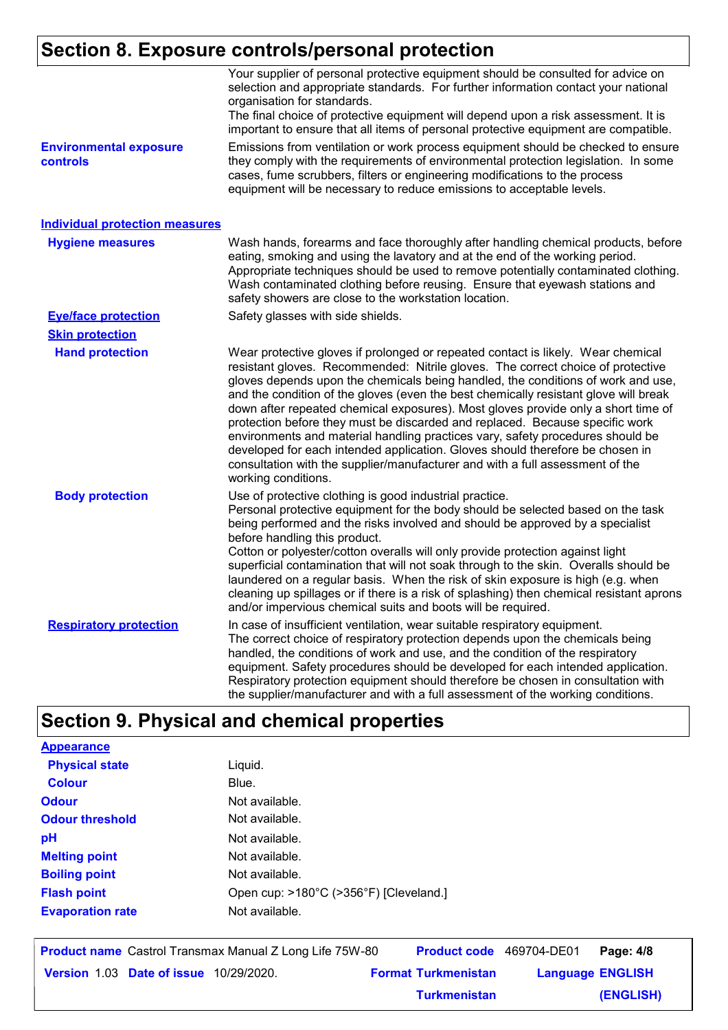## Section 8. Exposure controls/personal protection

Your supplier of personal protective equipment should be consulted for advice on selection and appropriate standards. For further information contact your national organisation for standards.
The final choice of protective equipment will depend upon a risk assessment. It is important to ensure that all items of personal protective equipment are compatible.

**Environmental exposure controls**

Emissions from ventilation or work process equipment should be checked to ensure they comply with the requirements of environmental protection legislation. In some cases, fume scrubbers, filters or engineering modifications to the process equipment will be necessary to reduce emissions to acceptable levels.

### Individual protection measures

**Hygiene measures**

Wash hands, forearms and face thoroughly after handling chemical products, before eating, smoking and using the lavatory and at the end of the working period. Appropriate techniques should be used to remove potentially contaminated clothing. Wash contaminated clothing before reusing. Ensure that eyewash stations and safety showers are close to the workstation location.

**Eye/face protection**

Safety glasses with side shields.

**Skin protection**

**Hand protection**

Wear protective gloves if prolonged or repeated contact is likely. Wear chemical resistant gloves. Recommended: Nitrile gloves. The correct choice of protective gloves depends upon the chemicals being handled, the conditions of work and use, and the condition of the gloves (even the best chemically resistant glove will break down after repeated chemical exposures). Most gloves provide only a short time of protection before they must be discarded and replaced. Because specific work environments and material handling practices vary, safety procedures should be developed for each intended application. Gloves should therefore be chosen in consultation with the supplier/manufacturer and with a full assessment of the working conditions.

**Body protection**

Use of protective clothing is good industrial practice.
Personal protective equipment for the body should be selected based on the task being performed and the risks involved and should be approved by a specialist before handling this product.
Cotton or polyester/cotton overalls will only provide protection against light superficial contamination that will not soak through to the skin. Overalls should be laundered on a regular basis. When the risk of skin exposure is high (e.g. when cleaning up spillages or if there is a risk of splashing) then chemical resistant aprons and/or impervious chemical suits and boots will be required.

**Respiratory protection**

In case of insufficient ventilation, wear suitable respiratory equipment.
The correct choice of respiratory protection depends upon the chemicals being handled, the conditions of work and use, and the condition of the respiratory equipment. Safety procedures should be developed for each intended application. Respiratory protection equipment should therefore be chosen in consultation with the supplier/manufacturer and with a full assessment of the working conditions.

## Section 9. Physical and chemical properties

**Appearance**

| Property | Value |
|---|---|
| Physical state | Liquid. |
| Colour | Blue. |
| Odour | Not available. |
| Odour threshold | Not available. |
| pH | Not available. |
| Melting point | Not available. |
| Boiling point | Not available. |
| Flash point | Open cup: >180°C (>356°F) [Cleveland.] |
| Evaporation rate | Not available. |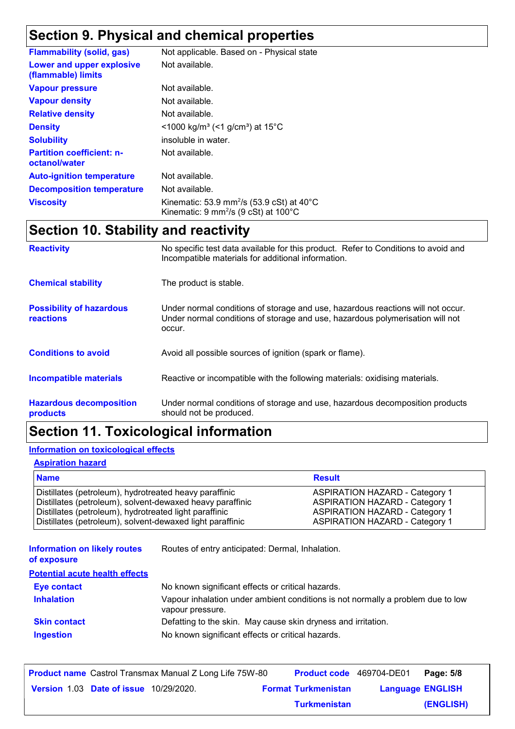## Section 9. Physical and chemical properties

| | |
|---|---|
| **Flammability (solid, gas)** | Not applicable. Based on - Physical state |
| **Lower and upper explosive (flammable) limits** | Not available. |
| **Vapour pressure** | Not available. |
| **Vapour density** | Not available. |
| **Relative density** | Not available. |
| **Density** | <1000 kg/m³ (<1 g/cm³) at 15°C |
| **Solubility** | insoluble in water. |
| **Partition coefficient: n-octanol/water** | Not available. |
| **Auto-ignition temperature** | Not available. |
| **Decomposition temperature** | Not available. |
| **Viscosity** | Kinematic: 53.9 $mm^2/s$ (53.9 cSt) at 40°C<br>Kinematic: 9 $mm^2/s$ (9 cSt) at 100°C |

## Section 10. Stability and reactivity

| | |
|---|---|
| **Reactivity** | No specific test data available for this product. Refer to Conditions to avoid and Incompatible materials for additional information. |
| **Chemical stability** | The product is stable. |
| **Possibility of hazardous reactions** | Under normal conditions of storage and use, hazardous reactions will not occur. Under normal conditions of storage and use, hazardous polymerisation will not occur. |
| **Conditions to avoid** | Avoid all possible sources of ignition (spark or flame). |
| **Incompatible materials** | Reactive or incompatible with the following materials: oxidising materials. |
| **Hazardous decomposition products** | Under normal conditions of storage and use, hazardous decomposition products should not be produced. |

## Section 11. Toxicological information

**Information on toxicological effects**

**Aspiration hazard**

| Name | Result |
|---|---|
| Distillates (petroleum), hydrotreated heavy paraffinic | ASPIRATION HAZARD - Category 1 |
| Distillates (petroleum), solvent-dewaxed heavy paraffinic | ASPIRATION HAZARD - Category 1 |
| Distillates (petroleum), hydrotreated light paraffinic | ASPIRATION HAZARD - Category 1 |
| Distillates (petroleum), solvent-dewaxed light paraffinic | ASPIRATION HAZARD - Category 1 |

| | |
|---|---|
| **Information on likely routes of exposure** | Routes of entry anticipated: Dermal, Inhalation. |

**Potential acute health effects**

| | |
|---|---|
| **Eye contact** | No known significant effects or critical hazards. |
| **Inhalation** | Vapour inhalation under ambient conditions is not normally a problem due to low vapour pressure. |
| **Skin contact** | Defatting to the skin. May cause skin dryness and irritation. |
| **Ingestion** | No known significant effects or critical hazards. |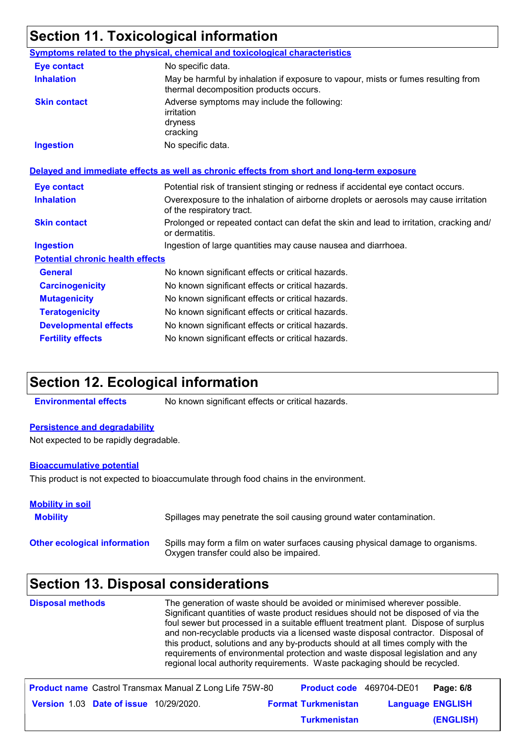## Section 11. Toxicological information

### Symptoms related to the physical, chemical and toxicological characteristics

| | |
|---|---|
| **Eye contact** | No specific data. |
| **Inhalation** | May be harmful by inhalation if exposure to vapour, mists or fumes resulting from thermal decomposition products occurs. |
| **Skin contact** | Adverse symptoms may include the following: irritation dryness cracking |
| **Ingestion** | No specific data. |

### Delayed and immediate effects as well as chronic effects from short and long-term exposure

| | |
|---|---|
| **Eye contact** | Potential risk of transient stinging or redness if accidental eye contact occurs. |
| **Inhalation** | Overexposure to the inhalation of airborne droplets or aerosols may cause irritation of the respiratory tract. |
| **Skin contact** | Prolonged or repeated contact can defat the skin and lead to irritation, cracking and/ or dermatitis. |
| **Ingestion** | Ingestion of large quantities may cause nausea and diarrhoea. |

**Potential chronic health effects**

| | |
|---|---|
| **General** | No known significant effects or critical hazards. |
| **Carcinogenicity** | No known significant effects or critical hazards. |
| **Mutagenicity** | No known significant effects or critical hazards. |
| **Teratogenicity** | No known significant effects or critical hazards. |
| **Developmental effects** | No known significant effects or critical hazards. |
| **Fertility effects** | No known significant effects or critical hazards. |

## Section 12. Ecological information

**Environmental effects** No known significant effects or critical hazards.

### Persistence and degradability

Not expected to be rapidly degradable.

### Bioaccumulative potential

This product is not expected to bioaccumulate through food chains in the environment.

### Mobility in soil

**Mobility** Spillages may penetrate the soil causing ground water contamination.

**Other ecological information** Spills may form a film on water surfaces causing physical damage to organisms. Oxygen transfer could also be impaired.

## Section 13. Disposal considerations

**Disposal methods** The generation of waste should be avoided or minimised wherever possible. Significant quantities of waste product residues should not be disposed of via the foul sewer but processed in a suitable effluent treatment plant. Dispose of surplus and non-recyclable products via a licensed waste disposal contractor. Disposal of this product, solutions and any by-products should at all times comply with the requirements of environmental protection and waste disposal legislation and any regional local authority requirements. Waste packaging should be recycled.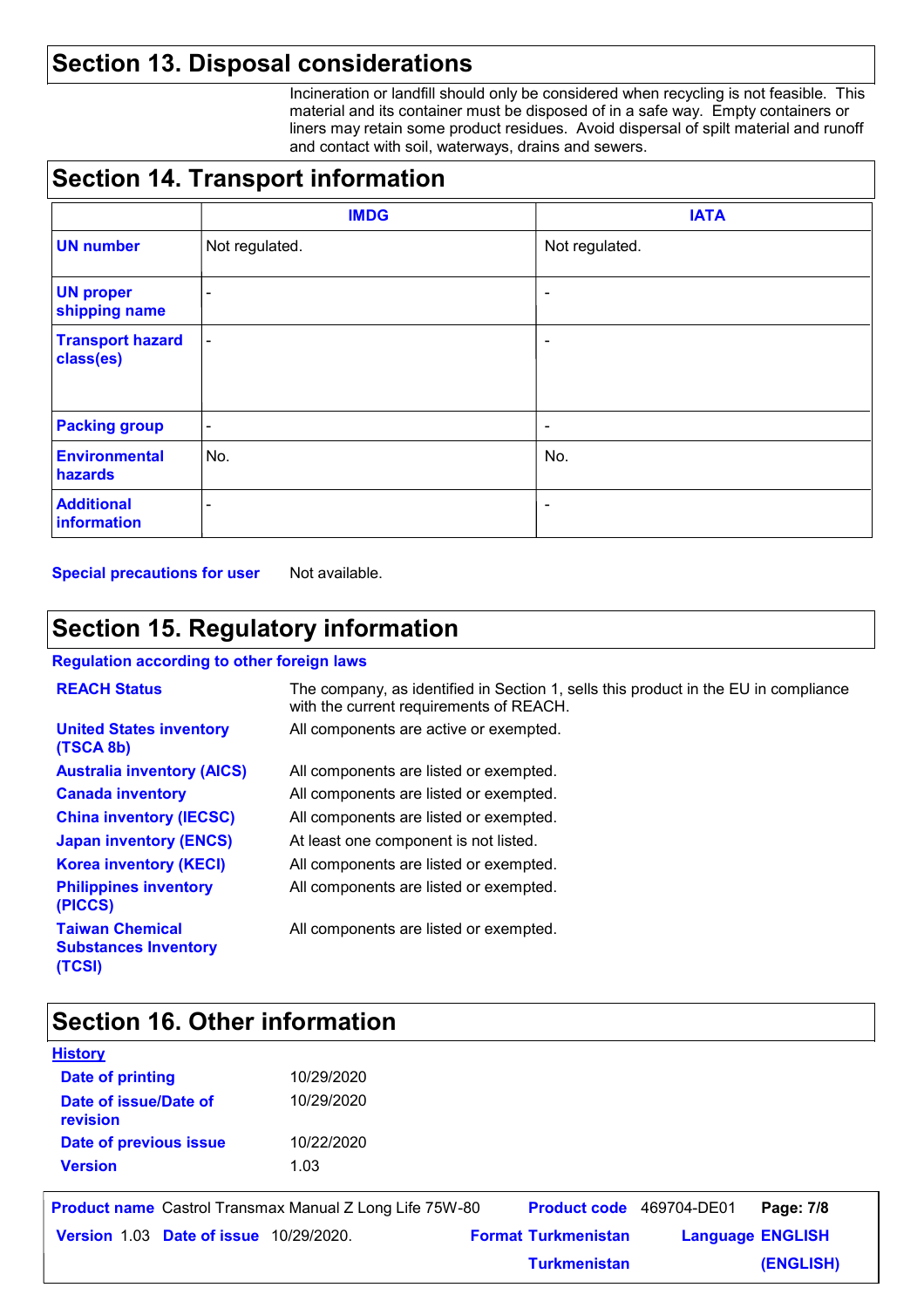## Section 13. Disposal considerations

Incineration or landfill should only be considered when recycling is not feasible. This material and its container must be disposed of in a safe way. Empty containers or liners may retain some product residues. Avoid dispersal of spilt material and runoff and contact with soil, waterways, drains and sewers.

## Section 14. Transport information

| | IMDG | IATA |
|---|---|---|
| **UN number** | Not regulated. | Not regulated. |
| **UN proper shipping name** | - | - |
| **Transport hazard class(es)** | - | - |
| **Packing group** | - | - |
| **Environmental hazards** | No. | No. |
| **Additional information** | - | - |

**Special precautions for user** Not available.

## Section 15. Regulatory information

**Regulation according to other foreign laws**

**REACH Status**: The company, as identified in Section 1, sells this product in the EU in compliance with the current requirements of REACH.

**United States inventory (TSCA 8b)**: All components are active or exempted.

**Australia inventory (AICS)**: All components are listed or exempted.

**Canada inventory**: All components are listed or exempted.

**China inventory (IECSC)**: All components are listed or exempted.

**Japan inventory (ENCS)**: At least one component is not listed.

**Korea inventory (KECI)**: All components are listed or exempted.

**Philippines inventory (PICCS)**: All components are listed or exempted.

**Taiwan Chemical Substances Inventory (TCSI)**: All components are listed or exempted.

## Section 16. Other information

**History**

**Date of printing**: 10/29/2020

**Date of issue/Date of revision**: 10/29/2020

**Date of previous issue**: 10/22/2020

**Version**: 1.03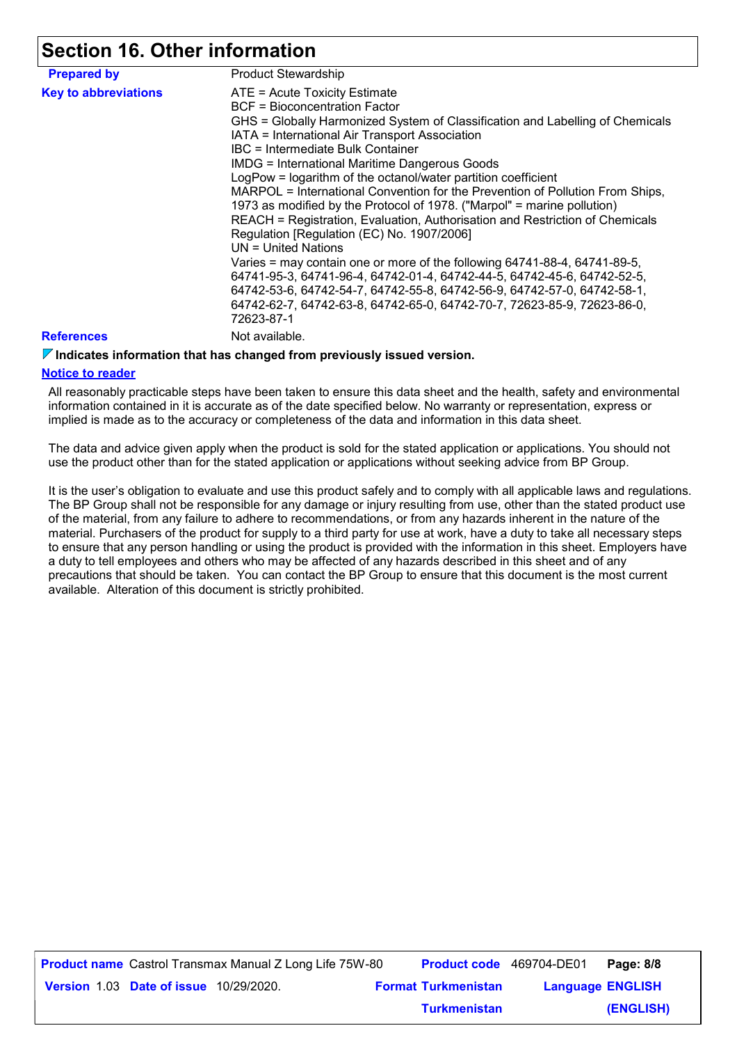## Section 16. Other information

| | |
|---|---|
| **Prepared by** | Product Stewardship |
| **Key to abbreviations** | ATE = Acute Toxicity Estimate<br>BCF = Bioconcentration Factor<br>GHS = Globally Harmonized System of Classification and Labelling of Chemicals<br>IATA = International Air Transport Association<br>IBC = Intermediate Bulk Container<br>IMDG = International Maritime Dangerous Goods<br>LogPow = logarithm of the octanol/water partition coefficient<br>MARPOL = International Convention for the Prevention of Pollution From Ships, 1973 as modified by the Protocol of 1978. ("Marpol" = marine pollution)<br>REACH = Registration, Evaluation, Authorisation and Restriction of Chemicals Regulation [Regulation (EC) No. 1907/2006]<br>UN = United Nations<br>Varies = may contain one or more of the following 64741-88-4, 64741-89-5, 64741-95-3, 64741-96-4, 64742-01-4, 64742-44-5, 64742-45-6, 64742-52-5, 64742-53-6, 64742-54-7, 64742-55-8, 64742-56-9, 64742-57-0, 64742-58-1, 64742-62-7, 64742-63-8, 64742-65-0, 64742-70-7, 72623-85-9, 72623-86-0, 72623-87-1 |
| **References** | Not available. |

**Indicates information that has changed from previously issued version.**

**Notice to reader**

All reasonably practicable steps have been taken to ensure this data sheet and the health, safety and environmental information contained in it is accurate as of the date specified below. No warranty or representation, express or implied is made as to the accuracy or completeness of the data and information in this data sheet.

The data and advice given apply when the product is sold for the stated application or applications. You should not use the product other than for the stated application or applications without seeking advice from BP Group.

It is the user's obligation to evaluate and use this product safely and to comply with all applicable laws and regulations. The BP Group shall not be responsible for any damage or injury resulting from use, other than the stated product use of the material, from any failure to adhere to recommendations, or from any hazards inherent in the nature of the material. Purchasers of the product for supply to a third party for use at work, have a duty to take all necessary steps to ensure that any person handling or using the product is provided with the information in this sheet. Employers have a duty to tell employees and others who may be affected of any hazards described in this sheet and of any precautions that should be taken. You can contact the BP Group to ensure that this document is the most current available. Alteration of this document is strictly prohibited.